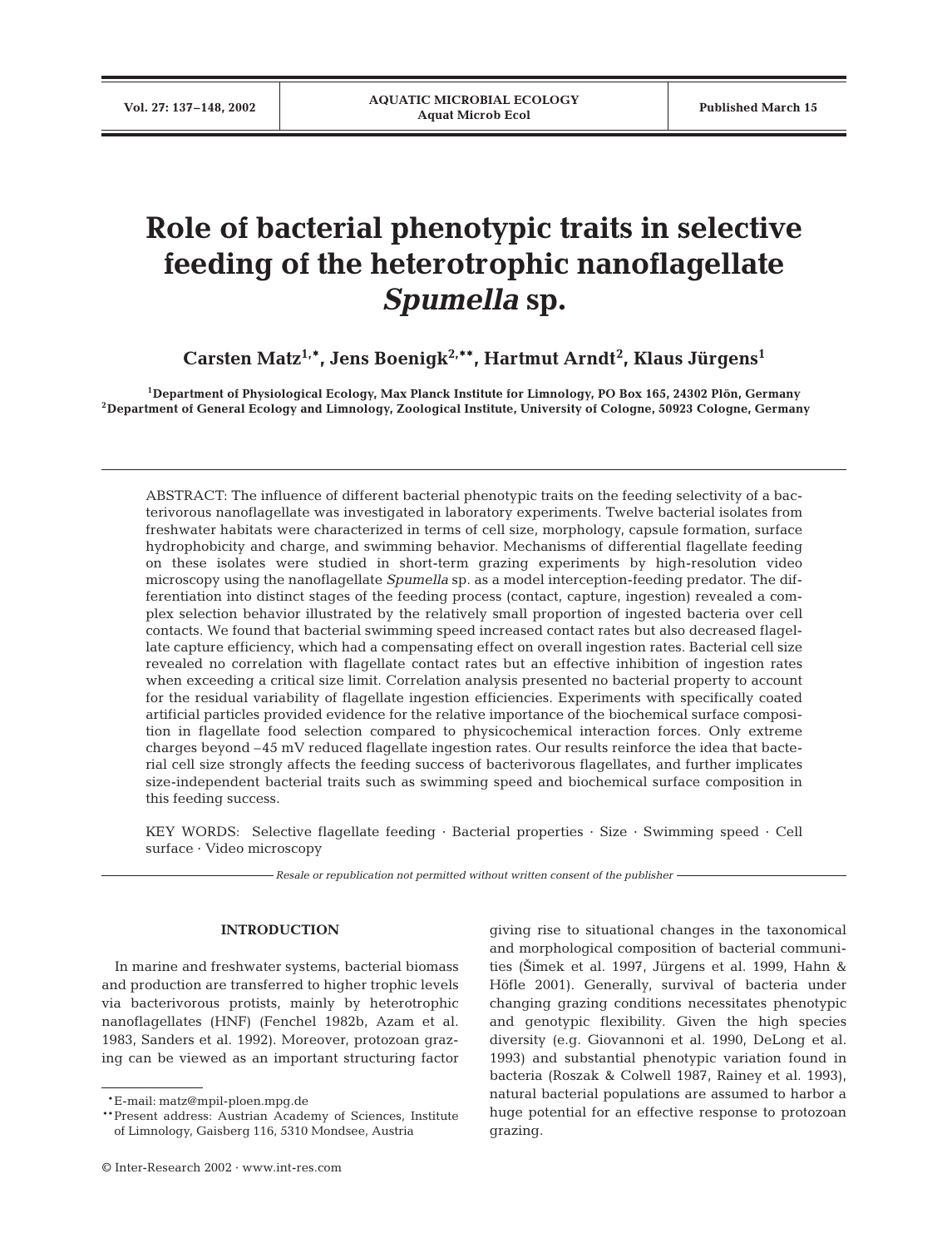# Role of bacterial phenotypic traits in selective feeding of the heterotrophic nanoflagellate *Spumella* sp.

**Carsten Matz[1,*], Jens Boenigk[2,**], Hartmut Arndt[2], Klaus Jürgens[1]**

[1]Department of Physiological Ecology, Max Planck Institute for Limnology, PO Box 165, 24302 Plön, Germany
[2]Department of General Ecology and Limnology, Zoological Institute, University of Cologne, 50923 Cologne, Germany

ABSTRACT: The influence of different bacterial phenotypic traits on the feeding selectivity of a bacterivorous nanoflagellate was investigated in laboratory experiments. Twelve bacterial isolates from freshwater habitats were characterized in terms of cell size, morphology, capsule formation, surface hydrophobicity and charge, and swimming behavior. Mechanisms of differential flagellate feeding on these isolates were studied in short-term grazing experiments by high-resolution video microscopy using the nanoflagellate *Spumella* sp. as a model interception-feeding predator. The differentiation into distinct stages of the feeding process (contact, capture, ingestion) revealed a complex selection behavior illustrated by the relatively small proportion of ingested bacteria over cell contacts. We found that bacterial swimming speed increased contact rates but also decreased flagellate capture efficiency, which had a compensating effect on overall ingestion rates. Bacterial cell size revealed no correlation with flagellate contact rates but an effective inhibition of ingestion rates when exceeding a critical size limit. Correlation analysis presented no bacterial property to account for the residual variability of flagellate ingestion efficiencies. Experiments with specifically coated artificial particles provided evidence for the relative importance of the biochemical surface composition in flagellate food selection compared to physicochemical interaction forces. Only extreme charges beyond –45 mV reduced flagellate ingestion rates. Our results reinforce the idea that bacterial cell size strongly affects the feeding success of bacterivorous flagellates, and further implicates size-independent bacterial traits such as swimming speed and biochemical surface composition in this feeding success.

KEY WORDS: Selective flagellate feeding · Bacterial properties · Size · Swimming speed · Cell surface · Video microscopy

*Resale or republication not permitted without written consent of the publisher*

## INTRODUCTION

In marine and freshwater systems, bacterial biomass and production are transferred to higher trophic levels via bacterivorous protists, mainly by heterotrophic nanoflagellates (HNF) (Fenchel 1982b, Azam et al. 1983, Sanders et al. 1992). Moreover, protozoan grazing can be viewed as an important structuring factor giving rise to situational changes in the taxonomical and morphological composition of bacterial communities (Šimek et al. 1997, Jürgens et al. 1999, Hahn & Höfle 2001). Generally, survival of bacteria under changing grazing conditions necessitates phenotypic and genotypic flexibility. Given the high species diversity (e.g. Giovannoni et al. 1990, DeLong et al. 1993) and substantial phenotypic variation found in bacteria (Roszak & Colwell 1987, Rainey et al. 1993), natural bacterial populations are assumed to harbor a huge potential for an effective response to protozoan grazing.

*E-mail: matz@mpil-ploen.mpg.de

**Present address: Austrian Academy of Sciences, Institute of Limnology, Gaisberg 116, 5310 Mondsee, Austria

© Inter-Research 2002 · www.int-res.com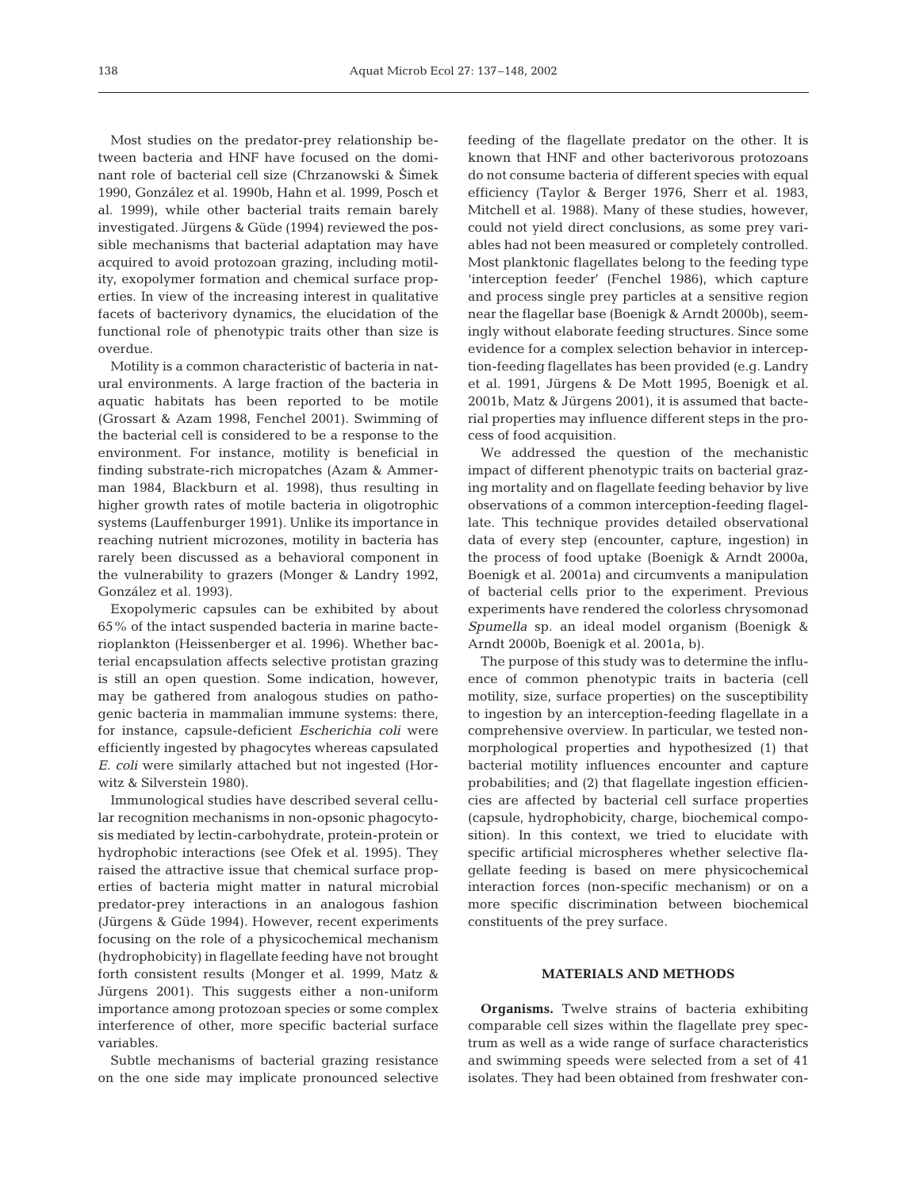Most studies on the predator-prey relationship between bacteria and HNF have focused on the dominant role of bacterial cell size (Chrzanowski & Šimek 1990, González et al. 1990b, Hahn et al. 1999, Posch et al. 1999), while other bacterial traits remain barely investigated. Jürgens & Güde (1994) reviewed the possible mechanisms that bacterial adaptation may have acquired to avoid protozoan grazing, including motility, exopolymer formation and chemical surface properties. In view of the increasing interest in qualitative facets of bacterivory dynamics, the elucidation of the functional role of phenotypic traits other than size is overdue.

Motility is a common characteristic of bacteria in natural environments. A large fraction of the bacteria in aquatic habitats has been reported to be motile (Grossart & Azam 1998, Fenchel 2001). Swimming of the bacterial cell is considered to be a response to the environment. For instance, motility is beneficial in finding substrate-rich micropatches (Azam & Ammerman 1984, Blackburn et al. 1998), thus resulting in higher growth rates of motile bacteria in oligotrophic systems (Lauffenburger 1991). Unlike its importance in reaching nutrient microzones, motility in bacteria has rarely been discussed as a behavioral component in the vulnerability to grazers (Monger & Landry 1992, González et al. 1993).

Exopolymeric capsules can be exhibited by about 65% of the intact suspended bacteria in marine bacterioplankton (Heissenberger et al. 1996). Whether bacterial encapsulation affects selective protistan grazing is still an open question. Some indication, however, may be gathered from analogous studies on pathogenic bacteria in mammalian immune systems: there, for instance, capsule-deficient *Escherichia coli* were efficiently ingested by phagocytes whereas capsulated *E. coli* were similarly attached but not ingested (Horwitz & Silverstein 1980).

Immunological studies have described several cellular recognition mechanisms in non-opsonic phagocytosis mediated by lectin-carbohydrate, protein-protein or hydrophobic interactions (see Ofek et al. 1995). They raised the attractive issue that chemical surface properties of bacteria might matter in natural microbial predator-prey interactions in an analogous fashion (Jürgens & Güde 1994). However, recent experiments focusing on the role of a physicochemical mechanism (hydrophobicity) in flagellate feeding have not brought forth consistent results (Monger et al. 1999, Matz & Jürgens 2001). This suggests either a non-uniform importance among protozoan species or some complex interference of other, more specific bacterial surface variables.

Subtle mechanisms of bacterial grazing resistance on the one side may implicate pronounced selective feeding of the flagellate predator on the other. It is known that HNF and other bacterivorous protozoans do not consume bacteria of different species with equal efficiency (Taylor & Berger 1976, Sherr et al. 1983, Mitchell et al. 1988). Many of these studies, however, could not yield direct conclusions, as some prey variables had not been measured or completely controlled. Most planktonic flagellates belong to the feeding type 'interception feeder' (Fenchel 1986), which capture and process single prey particles at a sensitive region near the flagellar base (Boenigk & Arndt 2000b), seemingly without elaborate feeding structures. Since some evidence for a complex selection behavior in interception-feeding flagellates has been provided (e.g. Landry et al. 1991, Jürgens & De Mott 1995, Boenigk et al. 2001b, Matz & Jürgens 2001), it is assumed that bacterial properties may influence different steps in the process of food acquisition.

We addressed the question of the mechanistic impact of different phenotypic traits on bacterial grazing mortality and on flagellate feeding behavior by live observations of a common interception-feeding flagellate. This technique provides detailed observational data of every step (encounter, capture, ingestion) in the process of food uptake (Boenigk & Arndt 2000a, Boenigk et al. 2001a) and circumvents a manipulation of bacterial cells prior to the experiment. Previous experiments have rendered the colorless chrysomonad *Spumella* sp. an ideal model organism (Boenigk & Arndt 2000b, Boenigk et al. 2001a, b).

The purpose of this study was to determine the influence of common phenotypic traits in bacteria (cell motility, size, surface properties) on the susceptibility to ingestion by an interception-feeding flagellate in a comprehensive overview. In particular, we tested non-morphological properties and hypothesized (1) that bacterial motility influences encounter and capture probabilities; and (2) that flagellate ingestion efficiencies are affected by bacterial cell surface properties (capsule, hydrophobicity, charge, biochemical composition). In this context, we tried to elucidate with specific artificial microspheres whether selective flagellate feeding is based on mere physicochemical interaction forces (non-specific mechanism) or on a more specific discrimination between biochemical constituents of the prey surface.

## MATERIALS AND METHODS

**Organisms.** Twelve strains of bacteria exhibiting comparable cell sizes within the flagellate prey spectrum as well as a wide range of surface characteristics and swimming speeds were selected from a set of 41 isolates. They had been obtained from freshwater con-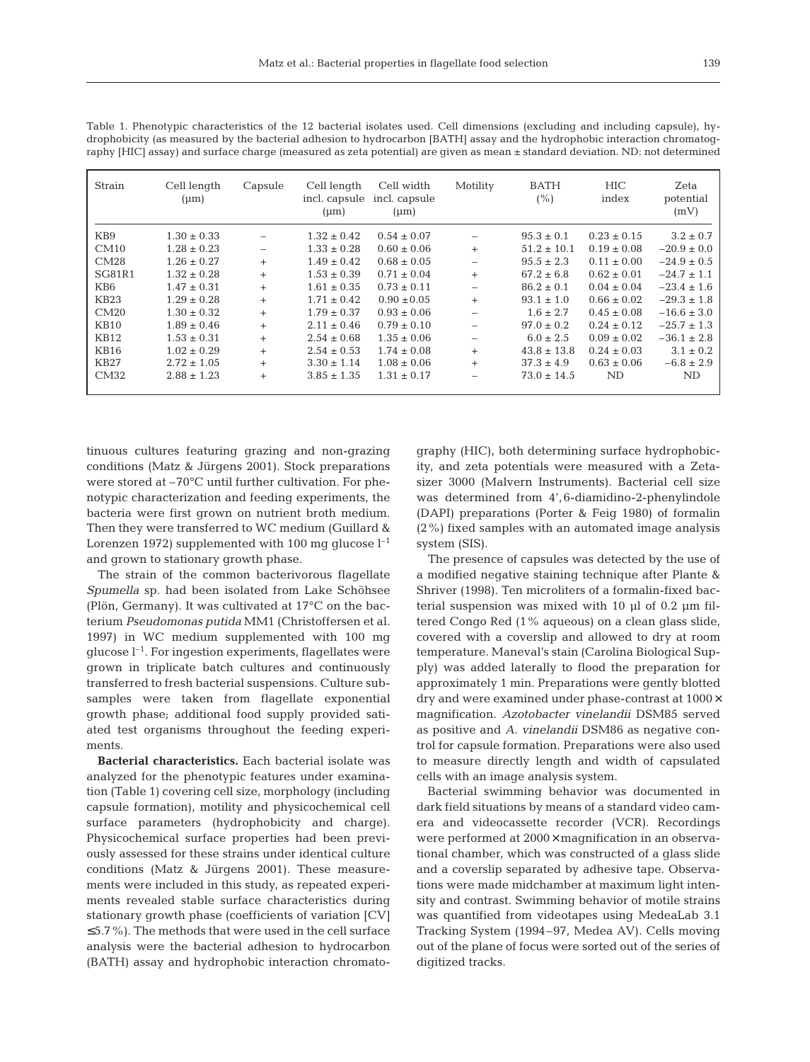Table 1. Phenotypic characteristics of the 12 bacterial isolates used. Cell dimensions (excluding and including capsule), hydrophobicity (as measured by the bacterial adhesion to hydrocarbon [BATH] assay and the hydrophobic interaction chromatography [HIC] assay) and surface charge (measured as zeta potential) are given as mean ± standard deviation. ND: not determined

| Strain | Cell length (µm) | Capsule | Cell length incl. capsule (µm) | Cell width incl. capsule (µm) | Motility | BATH (%) | HIC index | Zeta potential (mV) |
|---|---|---|---|---|---|---|---|---|
| KB9 | 1.30 ± 0.33 | – | 1.32 ± 0.42 | 0.54 ± 0.07 | – | 95.3 ± 0.1 | 0.23 ± 0.15 | 3.2 ± 0.7 |
| CM10 | 1.28 ± 0.23 | – | 1.33 ± 0.28 | 0.60 ± 0.06 | + | 51.2 ± 10.1 | 0.19 ± 0.08 | –20.9 ± 0.0 |
| CM28 | 1.26 ± 0.27 | + | 1.49 ± 0.42 | 0.68 ± 0.05 | – | 95.5 ± 2.3 | 0.11 ± 0.00 | –24.9 ± 0.5 |
| SG81R1 | 1.32 ± 0.28 | + | 1.53 ± 0.39 | 0.71 ± 0.04 | + | 67.2 ± 6.8 | 0.62 ± 0.01 | –24.7 ± 1.1 |
| KB6 | 1.47 ± 0.31 | + | 1.61 ± 0.35 | 0.73 ± 0.11 | – | 86.2 ± 0.1 | 0.04 ± 0.04 | –23.4 ± 1.6 |
| KB23 | 1.29 ± 0.28 | + | 1.71 ± 0.42 | 0.90 ± 0.05 | + | 93.1 ± 1.0 | 0.66 ± 0.02 | –29.3 ± 1.8 |
| CM20 | 1.30 ± 0.32 | + | 1.79 ± 0.37 | 0.93 ± 0.06 | – | 1.6 ± 2.7 | 0.45 ± 0.08 | –16.6 ± 3.0 |
| KB10 | 1.89 ± 0.46 | + | 2.11 ± 0.46 | 0.79 ± 0.10 | – | 97.0 ± 0.2 | 0.24 ± 0.12 | –25.7 ± 1.3 |
| KB12 | 1.53 ± 0.31 | + | 2.54 ± 0.68 | 1.35 ± 0.06 | – | 6.0 ± 2.5 | 0.09 ± 0.02 | –36.1 ± 2.8 |
| KB16 | 1.02 ± 0.29 | + | 2.54 ± 0.53 | 1.74 ± 0.08 | + | 43.8 ± 13.8 | 0.24 ± 0.03 | 3.1 ± 0.2 |
| KB27 | 2.72 ± 1.05 | + | 3.30 ± 1.14 | 1.08 ± 0.06 | + | 37.3 ± 4.9 | 0.63 ± 0.06 | –6.8 ± 2.9 |
| CM32 | 2.88 ± 1.23 | + | 3.85 ± 1.35 | 1.31 ± 0.17 | – | 73.0 ± 14.5 | ND | ND |

tinuous cultures featuring grazing and non-grazing conditions (Matz & Jürgens 2001). Stock preparations were stored at –70°C until further cultivation. For phenotypic characterization and feeding experiments, the bacteria were first grown on nutrient broth medium. Then they were transferred to WC medium (Guillard & Lorenzen 1972) supplemented with 100 mg glucose $l^{-1}$ and grown to stationary growth phase.

The strain of the common bacterivorous flagellate *Spumella* sp. had been isolated from Lake Schöhsee (Plön, Germany). It was cultivated at 17°C on the bacterium *Pseudomonas putida* MM1 (Christoffersen et al. 1997) in WC medium supplemented with 100 mg glucose $l^{-1}$. For ingestion experiments, flagellates were grown in triplicate batch cultures and continuously transferred to fresh bacterial suspensions. Culture subsamples were taken from flagellate exponential growth phase; additional food supply provided satiated test organisms throughout the feeding experiments.

**Bacterial characteristics.** Each bacterial isolate was analyzed for the phenotypic features under examination (Table 1) covering cell size, morphology (including capsule formation), motility and physicochemical cell surface parameters (hydrophobicity and charge). Physicochemical surface properties had been previously assessed for these strains under identical culture conditions (Matz & Jürgens 2001). These measurements were included in this study, as repeated experiments revealed stable surface characteristics during stationary growth phase (coefficients of variation [CV] ≤5.7%). The methods that were used in the cell surface analysis were the bacterial adhesion to hydrocarbon (BATH) assay and hydrophobic interaction chromatography (HIC), both determining surface hydrophobicity, and zeta potentials were measured with a Zetasizer 3000 (Malvern Instruments). Bacterial cell size was determined from 4′,6-diamidino-2-phenylindole (DAPI) preparations (Porter & Feig 1980) of formalin (2%) fixed samples with an automated image analysis system (SIS).

The presence of capsules was detected by the use of a modified negative staining technique after Plante & Shriver (1998). Ten microliters of a formalin-fixed bacterial suspension was mixed with 10 µl of 0.2 µm filtered Congo Red (1% aqueous) on a clean glass slide, covered with a coverslip and allowed to dry at room temperature. Maneval's stain (Carolina Biological Supply) was added laterally to flood the preparation for approximately 1 min. Preparations were gently blotted dry and were examined under phase-contrast at 1000× magnification. *Azotobacter vinelandii* DSM85 served as positive and *A. vinelandii* DSM86 as negative control for capsule formation. Preparations were also used to measure directly length and width of capsulated cells with an image analysis system.

Bacterial swimming behavior was documented in dark field situations by means of a standard video camera and videocassette recorder (VCR). Recordings were performed at 2000× magnification in an observational chamber, which was constructed of a glass slide and a coverslip separated by adhesive tape. Observations were made midchamber at maximum light intensity and contrast. Swimming behavior of motile strains was quantified from videotapes using MedeaLab 3.1 Tracking System (1994–97, Medea AV). Cells moving out of the plane of focus were sorted out of the series of digitized tracks.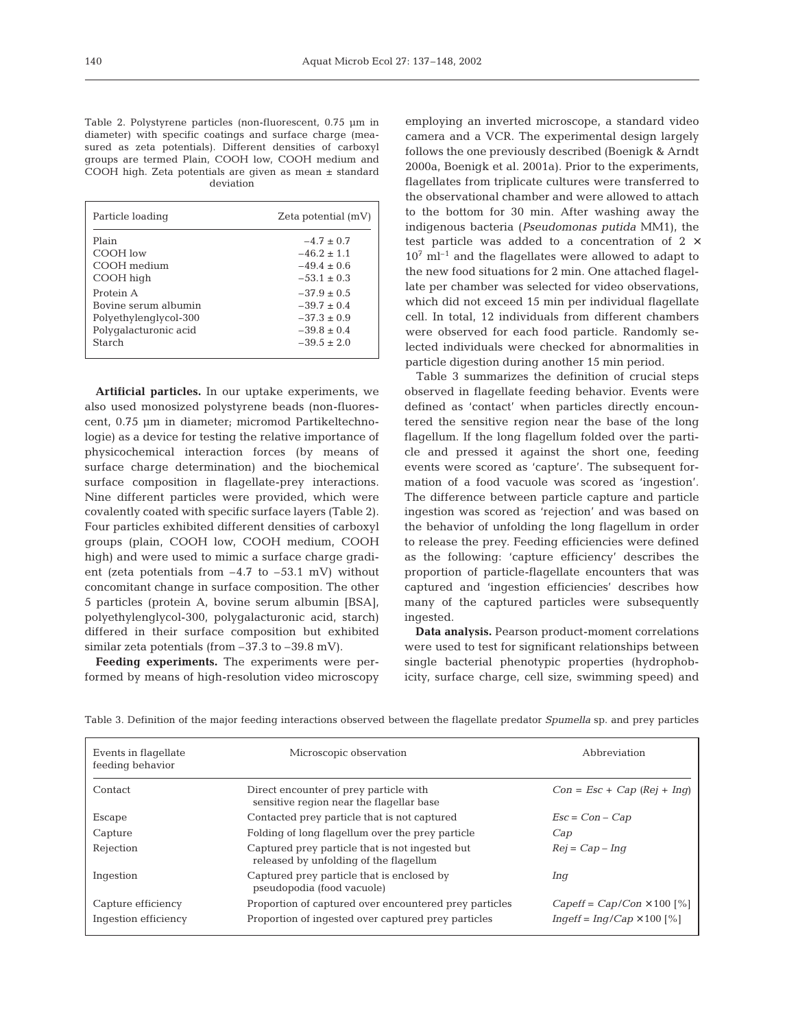Table 2. Polystyrene particles (non-fluorescent, 0.75 µm in diameter) with specific coatings and surface charge (measured as zeta potentials). Different densities of carboxyl groups are termed Plain, COOH low, COOH medium and COOH high. Zeta potentials are given as mean ± standard deviation

| Particle loading | Zeta potential (mV) |
|---|---|
| Plain | $-4.7 \pm 0.7$ |
| COOH low | $-46.2 \pm 1.1$ |
| COOH medium | $-49.4 \pm 0.6$ |
| COOH high | $-53.1 \pm 0.3$ |
| Protein A | $-37.9 \pm 0.5$ |
| Bovine serum albumin | $-39.7 \pm 0.4$ |
| Polyethylenglycol-300 | $-37.3 \pm 0.9$ |
| Polygalacturonic acid | $-39.8 \pm 0.4$ |
| Starch | $-39.5 \pm 2.0$ |

**Artificial particles.** In our uptake experiments, we also used monosized polystyrene beads (non-fluorescent, 0.75 µm in diameter; micromod Partikeltechnologie) as a device for testing the relative importance of physicochemical interaction forces (by means of surface charge determination) and the biochemical surface composition in flagellate-prey interactions. Nine different particles were provided, which were covalently coated with specific surface layers (Table 2). Four particles exhibited different densities of carboxyl groups (plain, COOH low, COOH medium, COOH high) and were used to mimic a surface charge gradient (zeta potentials from −4.7 to −53.1 mV) without concomitant change in surface composition. The other 5 particles (protein A, bovine serum albumin [BSA], polyethylenglycol-300, polygalacturonic acid, starch) differed in their surface composition but exhibited similar zeta potentials (from −37.3 to −39.8 mV).

**Feeding experiments.** The experiments were performed by means of high-resolution video microscopy employing an inverted microscope, a standard video camera and a VCR. The experimental design largely follows the one previously described (Boenigk & Arndt 2000a, Boenigk et al. 2001a). Prior to the experiments, flagellates from triplicate cultures were transferred to the observational chamber and were allowed to attach to the bottom for 30 min. After washing away the indigenous bacteria (*Pseudomonas putida* MM1), the test particle was added to a concentration of $2 \times 10^7$ ml$^{-1}$ and the flagellates were allowed to adapt to the new food situations for 2 min. One attached flagellate per chamber was selected for video observations, which did not exceed 15 min per individual flagellate cell. In total, 12 individuals from different chambers were observed for each food particle. Randomly selected individuals were checked for abnormalities in particle digestion during another 15 min period.

Table 3 summarizes the definition of crucial steps observed in flagellate feeding behavior. Events were defined as 'contact' when particles directly encountered the sensitive region near the base of the long flagellum. If the long flagellum folded over the particle and pressed it against the short one, feeding events were scored as 'capture'. The subsequent formation of a food vacuole was scored as 'ingestion'. The difference between particle capture and particle ingestion was scored as 'rejection' and was based on the behavior of unfolding the long flagellum in order to release the prey. Feeding efficiencies were defined as the following: 'capture efficiency' describes the proportion of particle-flagellate encounters that was captured and 'ingestion efficiencies' describes how many of the captured particles were subsequently ingested.

**Data analysis.** Pearson product-moment correlations were used to test for significant relationships between single bacterial phenotypic properties (hydrophobicity, surface charge, cell size, swimming speed) and

Table 3. Definition of the major feeding interactions observed between the flagellate predator *Spumella* sp. and prey particles

| Events in flagellate feeding behavior | Microscopic observation | Abbreviation |
|---|---|---|
| Contact | Direct encounter of prey particle with sensitive region near the flagellar base | $Con = Esc + Cap\ (Rej + Ing)$ |
| Escape | Contacted prey particle that is not captured | $Esc = Con - Cap$ |
| Capture | Folding of long flagellum over the prey particle | $Cap$ |
| Rejection | Captured prey particle that is not ingested but released by unfolding of the flagellum | $Rej = Cap - Ing$ |
| Ingestion | Captured prey particle that is enclosed by pseudopodia (food vacuole) | $Ing$ |
| Capture efficiency | Proportion of captured over encountered prey particles | $Capeff = Cap/Con \times 100$ [%] |
| Ingestion efficiency | Proportion of ingested over captured prey particles | $Ingeff = Ing/Cap \times 100$ [%] |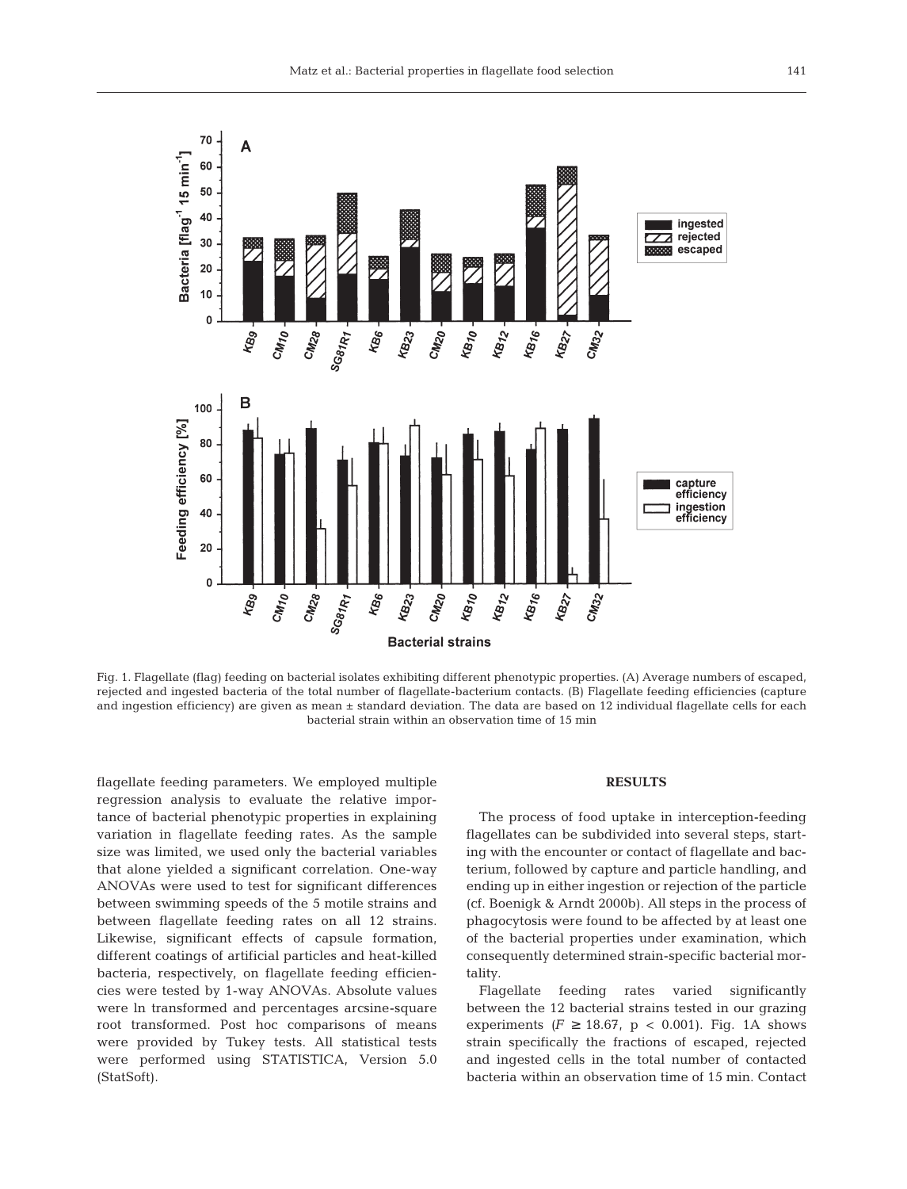Fig. 1. Flagellate (flag) feeding on bacterial isolates exhibiting different phenotypic properties. (A) Average numbers of escaped, rejected and ingested bacteria of the total number of flagellate-bacterium contacts. (B) Flagellate feeding efficiencies (capture and ingestion efficiency) are given as mean ± standard deviation. The data are based on 12 individual flagellate cells for each bacterial strain within an observation time of 15 min

flagellate feeding parameters. We employed multiple regression analysis to evaluate the relative importance of bacterial phenotypic properties in explaining variation in flagellate feeding rates. As the sample size was limited, we used only the bacterial variables that alone yielded a significant correlation. One-way ANOVAs were used to test for significant differences between swimming speeds of the 5 motile strains and between flagellate feeding rates on all 12 strains. Likewise, significant effects of capsule formation, different coatings of artificial particles and heat-killed bacteria, respectively, on flagellate feeding efficiencies were tested by 1-way ANOVAs. Absolute values were ln transformed and percentages arcsine-square root transformed. Post hoc comparisons of means were provided by Tukey tests. All statistical tests were performed using STATISTICA, Version 5.0 (StatSoft).

## RESULTS

The process of food uptake in interception-feeding flagellates can be subdivided into several steps, starting with the encounter or contact of flagellate and bacterium, followed by capture and particle handling, and ending up in either ingestion or rejection of the particle (cf. Boenigk & Arndt 2000b). All steps in the process of phagocytosis were found to be affected by at least one of the bacterial properties under examination, which consequently determined strain-specific bacterial mortality.

Flagellate feeding rates varied significantly between the 12 bacterial strains tested in our grazing experiments ($F \geq 18.67$, $p < 0.001$). Fig. 1A shows strain specifically the fractions of escaped, rejected and ingested cells in the total number of contacted bacteria within an observation time of 15 min. Contact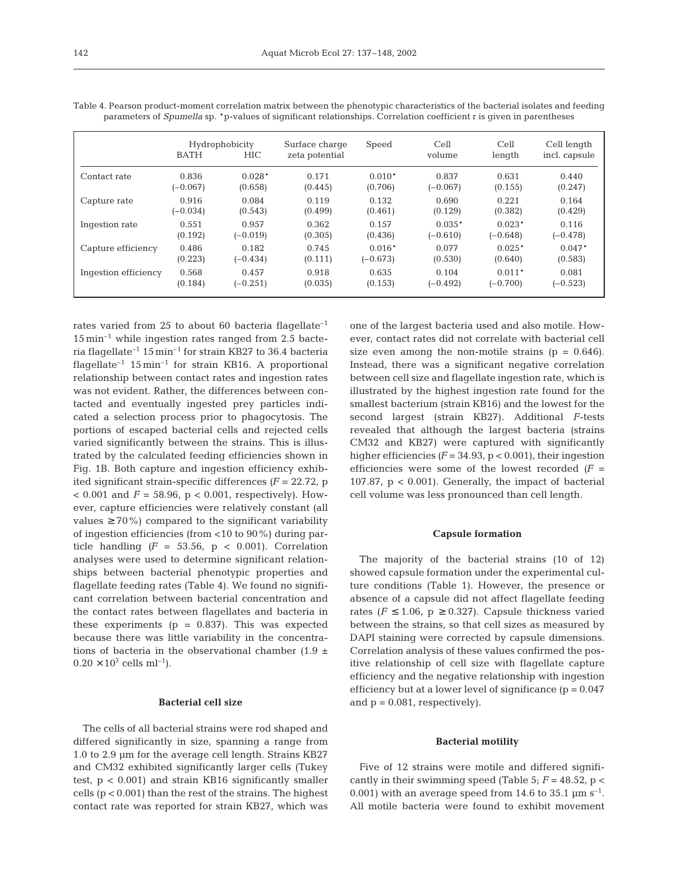Table 4. Pearson product-moment correlation matrix between the phenotypic characteristics of the bacterial isolates and feeding parameters of *Spumella* sp. *p-values of significant relationships. Correlation coefficient r is given in parentheses

| | Hydrophobicity BATH | Hydrophobicity HIC | Surface charge zeta potential | Speed | Cell volume | Cell length | Cell length incl. capsule |
|---|---|---|---|---|---|---|---|
| Contact rate | 0.836 (−0.067) | 0.028* (0.658) | 0.171 (0.445) | 0.010* (0.706) | 0.837 (−0.067) | 0.631 (0.155) | 0.440 (0.247) |
| Capture rate | 0.916 (−0.034) | 0.084 (0.543) | 0.119 (0.499) | 0.132 (0.461) | 0.690 (0.129) | 0.221 (0.382) | 0.164 (0.429) |
| Ingestion rate | 0.551 (0.192) | 0.957 (−0.019) | 0.362 (0.305) | 0.157 (0.436) | 0.035* (−0.610) | 0.023* (−0.648) | 0.116 (−0.478) |
| Capture efficiency | 0.486 (0.223) | 0.182 (−0.434) | 0.745 (0.111) | 0.016* (−0.673) | 0.077 (0.530) | 0.025* (0.640) | 0.047* (0.583) |
| Ingestion efficiency | 0.568 (0.184) | 0.457 (−0.251) | 0.918 (0.035) | 0.635 (0.153) | 0.104 (−0.492) | 0.011* (−0.700) | 0.081 (−0.523) |

rates varied from 25 to about 60 bacteria flagellate$^{-1}$ 15 min$^{-1}$ while ingestion rates ranged from 2.5 bacteria flagellate$^{-1}$ 15 min$^{-1}$ for strain KB27 to 36.4 bacteria flagellate$^{-1}$ 15 min$^{-1}$ for strain KB16. A proportional relationship between contact rates and ingestion rates was not evident. Rather, the differences between contacted and eventually ingested prey particles indicated a selection process prior to phagocytosis. The portions of escaped bacterial cells and rejected cells varied significantly between the strains. This is illustrated by the calculated feeding efficiencies shown in Fig. 1B. Both capture and ingestion efficiency exhibited significant strain-specific differences ($F = 22.72$, $p < 0.001$ and $F = 58.96$, $p < 0.001$, respectively). However, capture efficiencies were relatively constant (all values $\geq 70\%$) compared to the significant variability of ingestion efficiencies (from <10 to 90%) during particle handling ($F = 53.56$, $p < 0.001$). Correlation analyses were used to determine significant relationships between bacterial phenotypic properties and flagellate feeding rates (Table 4). We found no significant correlation between bacterial concentration and the contact rates between flagellates and bacteria in these experiments ($p = 0.837$). This was expected because there was little variability in the concentrations of bacteria in the observational chamber ($1.9 \pm 0.20 \times 10^7$ cells ml$^{-1}$).

### Bacterial cell size

The cells of all bacterial strains were rod shaped and differed significantly in size, spanning a range from 1.0 to 2.9 µm for the average cell length. Strains KB27 and CM32 exhibited significantly larger cells (Tukey test, $p < 0.001$) and strain KB16 significantly smaller cells ($p < 0.001$) than the rest of the strains. The highest contact rate was reported for strain KB27, which was one of the largest bacteria used and also motile. However, contact rates did not correlate with bacterial cell size even among the non-motile strains ($p = 0.646$). Instead, there was a significant negative correlation between cell size and flagellate ingestion rate, which is illustrated by the highest ingestion rate found for the smallest bacterium (strain KB16) and the lowest for the second largest (strain KB27). Additional *F*-tests revealed that although the largest bacteria (strains CM32 and KB27) were captured with significantly higher efficiencies ($F = 34.93$, $p < 0.001$), their ingestion efficiencies were some of the lowest recorded ($F = 107.87$, $p < 0.001$). Generally, the impact of bacterial cell volume was less pronounced than cell length.

### Capsule formation

The majority of the bacterial strains (10 of 12) showed capsule formation under the experimental culture conditions (Table 1). However, the presence or absence of a capsule did not affect flagellate feeding rates ($F \leq 1.06$, $p \geq 0.327$). Capsule thickness varied between the strains, so that cell sizes as measured by DAPI staining were corrected by capsule dimensions. Correlation analysis of these values confirmed the positive relationship of cell size with flagellate capture efficiency and the negative relationship with ingestion efficiency but at a lower level of significance ($p = 0.047$ and $p = 0.081$, respectively).

### Bacterial motility

Five of 12 strains were motile and differed significantly in their swimming speed (Table 5; $F = 48.52$, $p < 0.001$) with an average speed from 14.6 to 35.1 µm s$^{-1}$. All motile bacteria were found to exhibit movement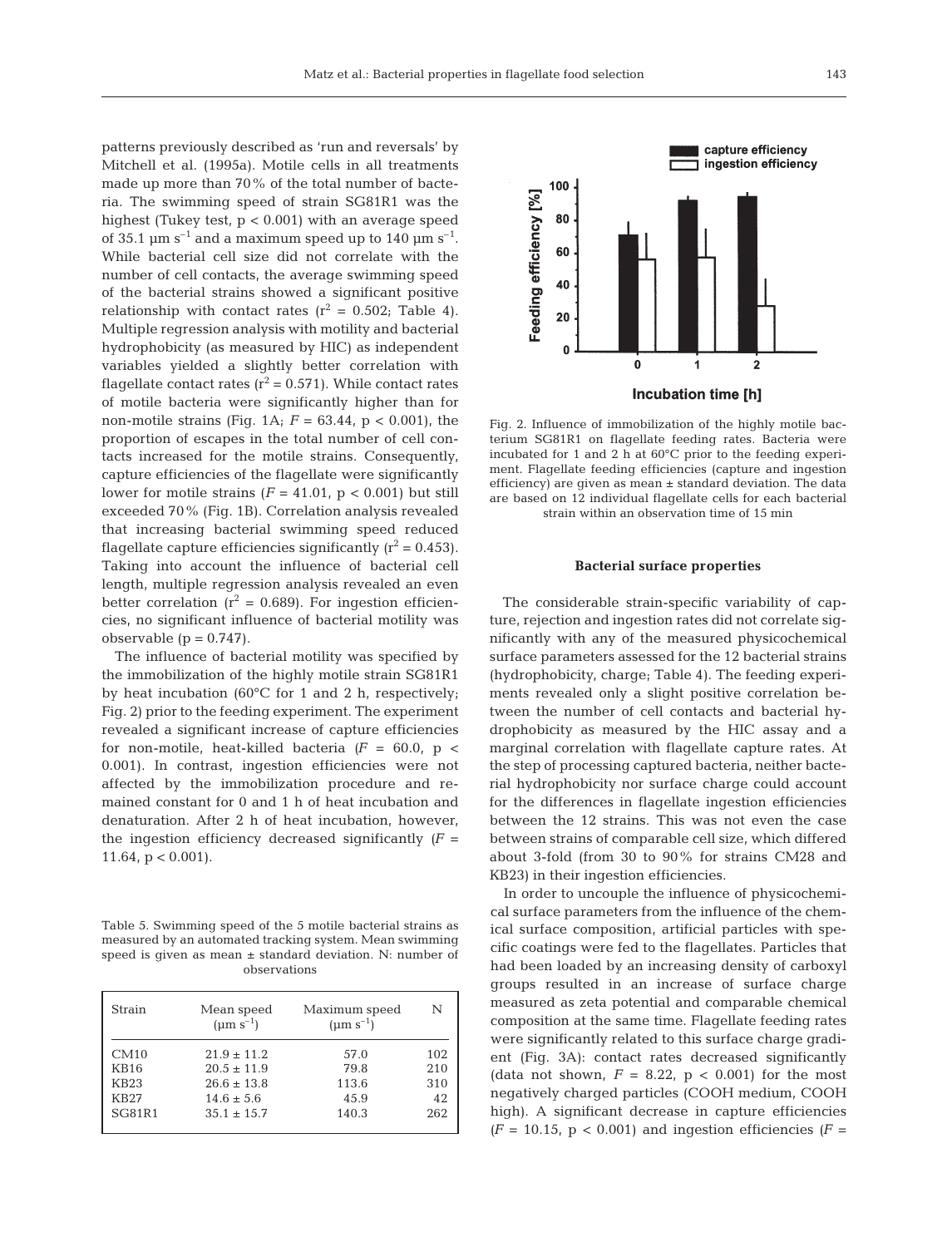patterns previously described as 'run and reversals' by Mitchell et al. (1995a). Motile cells in all treatments made up more than 70% of the total number of bacteria. The swimming speed of strain SG81R1 was the highest (Tukey test, $p < 0.001$) with an average speed of 35.1 µm $s^{-1}$ and a maximum speed up to 140 µm $s^{-1}$. While bacterial cell size did not correlate with the number of cell contacts, the average swimming speed of the bacterial strains showed a significant positive relationship with contact rates ($r^2 = 0.502$; Table 4). Multiple regression analysis with motility and bacterial hydrophobicity (as measured by HIC) as independent variables yielded a slightly better correlation with flagellate contact rates ($r^2 = 0.571$). While contact rates of motile bacteria were significantly higher than for non-motile strains (Fig. 1A; $F = 63.44$, $p < 0.001$), the proportion of escapes in the total number of cell contacts increased for the motile strains. Consequently, capture efficiencies of the flagellate were significantly lower for motile strains ($F = 41.01$, $p < 0.001$) but still exceeded 70% (Fig. 1B). Correlation analysis revealed that increasing bacterial swimming speed reduced flagellate capture efficiencies significantly ($r^2 = 0.453$). Taking into account the influence of bacterial cell length, multiple regression analysis revealed an even better correlation ($r^2 = 0.689$). For ingestion efficiencies, no significant influence of bacterial motility was observable ($p = 0.747$).

The influence of bacterial motility was specified by the immobilization of the highly motile strain SG81R1 by heat incubation (60°C for 1 and 2 h, respectively; Fig. 2) prior to the feeding experiment. The experiment revealed a significant increase of capture efficiencies for non-motile, heat-killed bacteria ($F = 60.0$, $p < 0.001$). In contrast, ingestion efficiencies were not affected by the immobilization procedure and remained constant for 0 and 1 h of heat incubation and denaturation. After 2 h of heat incubation, however, the ingestion efficiency decreased significantly ($F = 11.64$, $p < 0.001$).

Table 5. Swimming speed of the 5 motile bacterial strains as measured by an automated tracking system. Mean swimming speed is given as mean ± standard deviation. N: number of observations

| Strain | Mean speed (µm $s^{-1}$) | Maximum speed (µm $s^{-1}$) | N |
|---|---|---|---|
| CM10 | 21.9 ± 11.2 | 57.0 | 102 |
| KB16 | 20.5 ± 11.9 | 79.8 | 210 |
| KB23 | 26.6 ± 13.8 | 113.6 | 310 |
| KB27 | 14.6 ± 5.6 | 45.9 | 42 |
| SG81R1 | 35.1 ± 15.7 | 140.3 | 262 |

Fig. 2. Influence of immobilization of the highly motile bacterium SG81R1 on flagellate feeding rates. Bacteria were incubated for 1 and 2 h at 60°C prior to the feeding experiment. Flagellate feeding efficiencies (capture and ingestion efficiency) are given as mean ± standard deviation. The data are based on 12 individual flagellate cells for each bacterial strain within an observation time of 15 min

### Bacterial surface properties

The considerable strain-specific variability of capture, rejection and ingestion rates did not correlate significantly with any of the measured physicochemical surface parameters assessed for the 12 bacterial strains (hydrophobicity, charge; Table 4). The feeding experiments revealed only a slight positive correlation between the number of cell contacts and bacterial hydrophobicity as measured by the HIC assay and a marginal correlation with flagellate capture rates. At the step of processing captured bacteria, neither bacterial hydrophobicity nor surface charge could account for the differences in flagellate ingestion efficiencies between the 12 strains. This was not even the case between strains of comparable cell size, which differed about 3-fold (from 30 to 90% for strains CM28 and KB23) in their ingestion efficiencies.

In order to uncouple the influence of physicochemical surface parameters from the influence of the chemical surface composition, artificial particles with specific coatings were fed to the flagellates. Particles that had been loaded by an increasing density of carboxyl groups resulted in an increase of surface charge measured as zeta potential and comparable chemical composition at the same time. Flagellate feeding rates were significantly related to this surface charge gradient (Fig. 3A): contact rates decreased significantly (data not shown, $F = 8.22$, $p < 0.001$) for the most negatively charged particles (COOH medium, COOH high). A significant decrease in capture efficiencies ($F = 10.15$, $p < 0.001$) and ingestion efficiencies ($F =$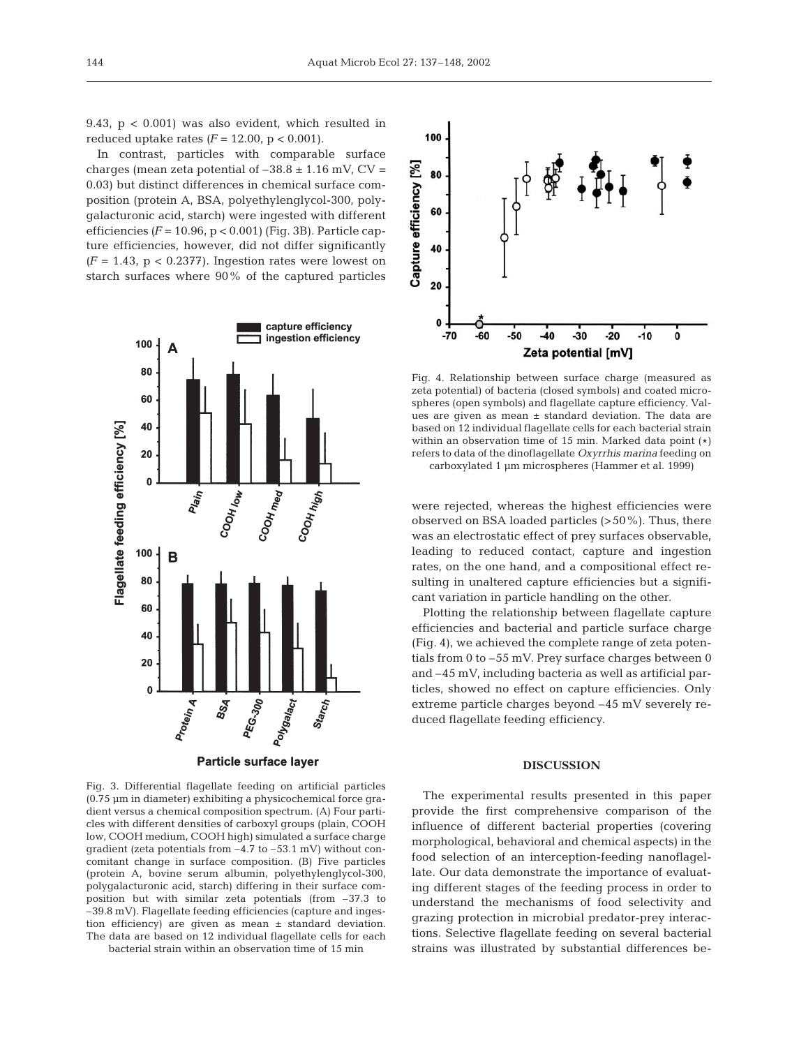9.43, $p < 0.001$) was also evident, which resulted in reduced uptake rates ($F = 12.00$, $p < 0.001$).

In contrast, particles with comparable surface charges (mean zeta potential of $-38.8 \pm 1.16$ mV, CV = 0.03) but distinct differences in chemical surface composition (protein A, BSA, polyethylenglycol-300, polygalacturonic acid, starch) were ingested with different efficiencies ($F = 10.96$, $p < 0.001$) (Fig. 3B). Particle capture efficiencies, however, did not differ significantly ($F = 1.43$, $p < 0.2377$). Ingestion rates were lowest on starch surfaces where 90% of the captured particles were rejected, whereas the highest efficiencies were observed on BSA loaded particles (>50%). Thus, there was an electrostatic effect of prey surfaces observable, leading to reduced contact, capture and ingestion rates, on the one hand, and a compositional effect resulting in unaltered capture efficiencies but a significant variation in particle handling on the other.

Fig. 3. Differential flagellate feeding on artificial particles (0.75 µm in diameter) exhibiting a physicochemical force gradient versus a chemical composition spectrum. (A) Four particles with different densities of carboxyl groups (plain, COOH low, COOH medium, COOH high) simulated a surface charge gradient (zeta potentials from −4.7 to −53.1 mV) without concomitant change in surface composition. (B) Five particles (protein A, bovine serum albumin, polyethylenglycol-300, polygalacturonic acid, starch) differing in their surface composition but with similar zeta potentials (from −37.3 to −39.8 mV). Flagellate feeding efficiencies (capture and ingestion efficiency) are given as mean ± standard deviation. The data are based on 12 individual flagellate cells for each bacterial strain within an observation time of 15 min

Fig. 4. Relationship between surface charge (measured as zeta potential) of bacteria (closed symbols) and coated microspheres (open symbols) and flagellate capture efficiency. Values are given as mean ± standard deviation. The data are based on 12 individual flagellate cells for each bacterial strain within an observation time of 15 min. Marked data point (*) refers to data of the dinoflagellate *Oxyrrhis marina* feeding on carboxylated 1 µm microspheres (Hammer et al. 1999)

Plotting the relationship between flagellate capture efficiencies and bacterial and particle surface charge (Fig. 4), we achieved the complete range of zeta potentials from 0 to −55 mV. Prey surface charges between 0 and −45 mV, including bacteria as well as artificial particles, showed no effect on capture efficiencies. Only extreme particle charges beyond −45 mV severely reduced flagellate feeding efficiency.

## DISCUSSION

The experimental results presented in this paper provide the first comprehensive comparison of the influence of different bacterial properties (covering morphological, behavioral and chemical aspects) in the food selection of an interception-feeding nanoflagellate. Our data demonstrate the importance of evaluating different stages of the feeding process in order to understand the mechanisms of food selectivity and grazing protection in microbial predator-prey interactions. Selective flagellate feeding on several bacterial strains was illustrated by substantial differences be-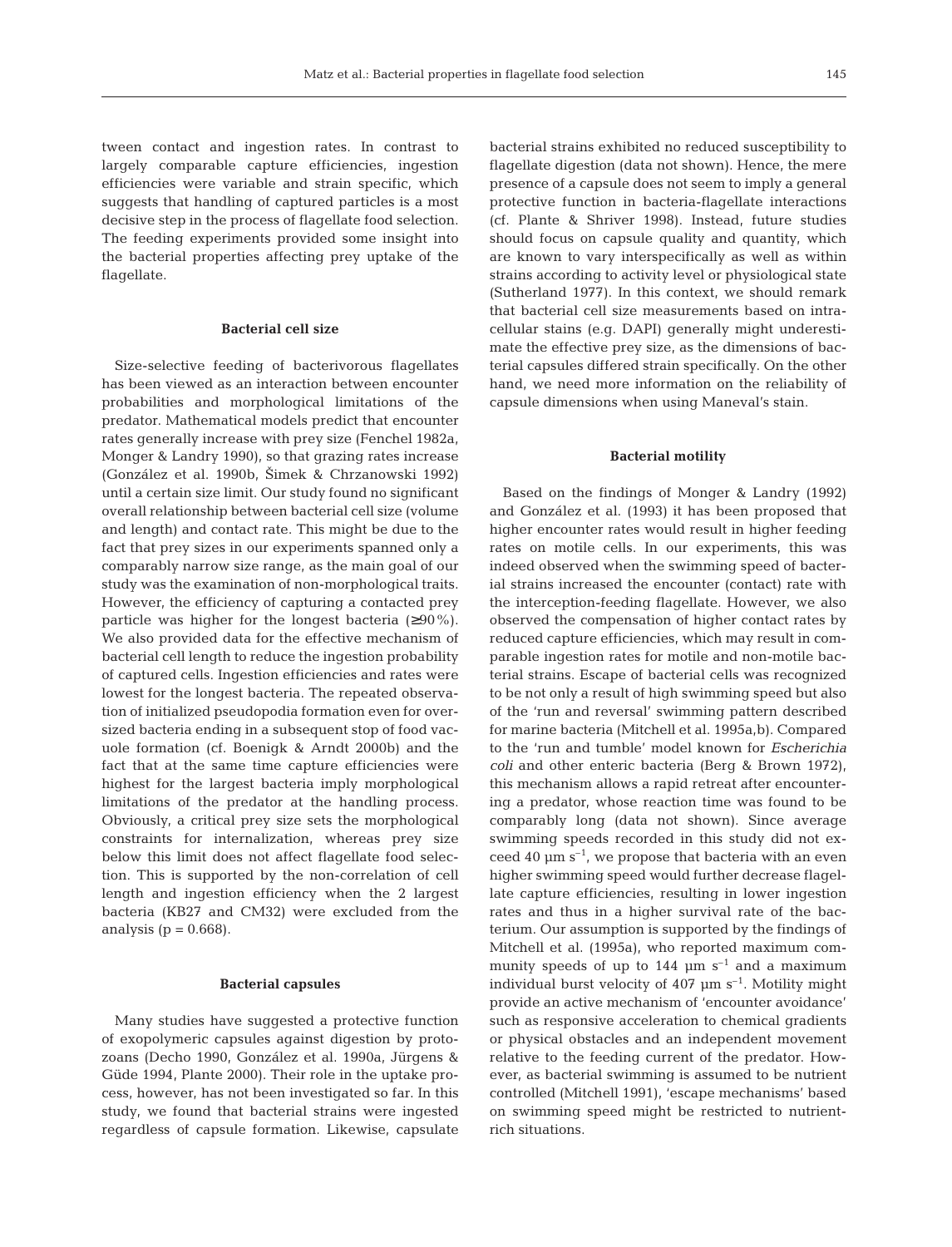tween contact and ingestion rates. In contrast to largely comparable capture efficiencies, ingestion efficiencies were variable and strain specific, which suggests that handling of captured particles is a most decisive step in the process of flagellate food selection. The feeding experiments provided some insight into the bacterial properties affecting prey uptake of the flagellate.

### Bacterial cell size

Size-selective feeding of bacterivorous flagellates has been viewed as an interaction between encounter probabilities and morphological limitations of the predator. Mathematical models predict that encounter rates generally increase with prey size (Fenchel 1982a, Monger & Landry 1990), so that grazing rates increase (González et al. 1990b, Šimek & Chrzanowski 1992) until a certain size limit. Our study found no significant overall relationship between bacterial cell size (volume and length) and contact rate. This might be due to the fact that prey sizes in our experiments spanned only a comparably narrow size range, as the main goal of our study was the examination of non-morphological traits. However, the efficiency of capturing a contacted prey particle was higher for the longest bacteria (≥90%). We also provided data for the effective mechanism of bacterial cell length to reduce the ingestion probability of captured cells. Ingestion efficiencies and rates were lowest for the longest bacteria. The repeated observation of initialized pseudopodia formation even for oversized bacteria ending in a subsequent stop of food vacuole formation (cf. Boenigk & Arndt 2000b) and the fact that at the same time capture efficiencies were highest for the largest bacteria imply morphological limitations of the predator at the handling process. Obviously, a critical prey size sets the morphological constraints for internalization, whereas prey size below this limit does not affect flagellate food selection. This is supported by the non-correlation of cell length and ingestion efficiency when the 2 largest bacteria (KB27 and CM32) were excluded from the analysis ($p = 0.668$).

### Bacterial capsules

Many studies have suggested a protective function of exopolymeric capsules against digestion by protozoans (Decho 1990, González et al. 1990a, Jürgens & Güde 1994, Plante 2000). Their role in the uptake process, however, has not been investigated so far. In this study, we found that bacterial strains were ingested regardless of capsule formation. Likewise, capsulate bacterial strains exhibited no reduced susceptibility to flagellate digestion (data not shown). Hence, the mere presence of a capsule does not seem to imply a general protective function in bacteria-flagellate interactions (cf. Plante & Shriver 1998). Instead, future studies should focus on capsule quality and quantity, which are known to vary interspecifically as well as within strains according to activity level or physiological state (Sutherland 1977). In this context, we should remark that bacterial cell size measurements based on intracellular stains (e.g. DAPI) generally might underestimate the effective prey size, as the dimensions of bacterial capsules differed strain specifically. On the other hand, we need more information on the reliability of capsule dimensions when using Maneval's stain.

### Bacterial motility

Based on the findings of Monger & Landry (1992) and González et al. (1993) it has been proposed that higher encounter rates would result in higher feeding rates on motile cells. In our experiments, this was indeed observed when the swimming speed of bacterial strains increased the encounter (contact) rate with the interception-feeding flagellate. However, we also observed the compensation of higher contact rates by reduced capture efficiencies, which may result in comparable ingestion rates for motile and non-motile bacterial strains. Escape of bacterial cells was recognized to be not only a result of high swimming speed but also of the 'run and reversal' swimming pattern described for marine bacteria (Mitchell et al. 1995a,b). Compared to the 'run and tumble' model known for *Escherichia coli* and other enteric bacteria (Berg & Brown 1972), this mechanism allows a rapid retreat after encountering a predator, whose reaction time was found to be comparably long (data not shown). Since average swimming speeds recorded in this study did not exceed 40 µm $s^{-1}$, we propose that bacteria with an even higher swimming speed would further decrease flagellate capture efficiencies, resulting in lower ingestion rates and thus in a higher survival rate of the bacterium. Our assumption is supported by the findings of Mitchell et al. (1995a), who reported maximum community speeds of up to 144 µm $s^{-1}$ and a maximum individual burst velocity of 407 µm $s^{-1}$. Motility might provide an active mechanism of 'encounter avoidance' such as responsive acceleration to chemical gradients or physical obstacles and an independent movement relative to the feeding current of the predator. However, as bacterial swimming is assumed to be nutrient controlled (Mitchell 1991), 'escape mechanisms' based on swimming speed might be restricted to nutrient-rich situations.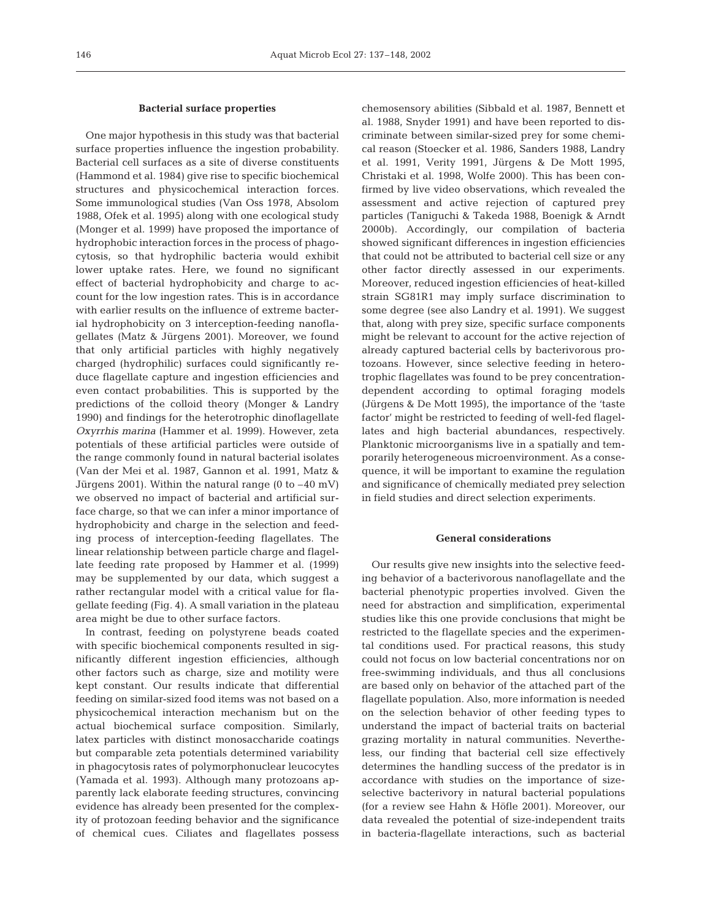### Bacterial surface properties

One major hypothesis in this study was that bacterial surface properties influence the ingestion probability. Bacterial cell surfaces as a site of diverse constituents (Hammond et al. 1984) give rise to specific biochemical structures and physicochemical interaction forces. Some immunological studies (Van Oss 1978, Absolom 1988, Ofek et al. 1995) along with one ecological study (Monger et al. 1999) have proposed the importance of hydrophobic interaction forces in the process of phagocytosis, so that hydrophilic bacteria would exhibit lower uptake rates. Here, we found no significant effect of bacterial hydrophobicity and charge to account for the low ingestion rates. This is in accordance with earlier results on the influence of extreme bacterial hydrophobicity on 3 interception-feeding nanoflagellates (Matz & Jürgens 2001). Moreover, we found that only artificial particles with highly negatively charged (hydrophilic) surfaces could significantly reduce flagellate capture and ingestion efficiencies and even contact probabilities. This is supported by the predictions of the colloid theory (Monger & Landry 1990) and findings for the heterotrophic dinoflagellate *Oxyrrhis marina* (Hammer et al. 1999). However, zeta potentials of these artificial particles were outside of the range commonly found in natural bacterial isolates (Van der Mei et al. 1987, Gannon et al. 1991, Matz & Jürgens 2001). Within the natural range (0 to –40 mV) we observed no impact of bacterial and artificial surface charge, so that we can infer a minor importance of hydrophobicity and charge in the selection and feeding process of interception-feeding flagellates. The linear relationship between particle charge and flagellate feeding rate proposed by Hammer et al. (1999) may be supplemented by our data, which suggest a rather rectangular model with a critical value for flagellate feeding (Fig. 4). A small variation in the plateau area might be due to other surface factors.

In contrast, feeding on polystyrene beads coated with specific biochemical components resulted in significantly different ingestion efficiencies, although other factors such as charge, size and motility were kept constant. Our results indicate that differential feeding on similar-sized food items was not based on a physicochemical interaction mechanism but on the actual biochemical surface composition. Similarly, latex particles with distinct monosaccharide coatings but comparable zeta potentials determined variability in phagocytosis rates of polymorphonuclear leucocytes (Yamada et al. 1993). Although many protozoans apparently lack elaborate feeding structures, convincing evidence has already been presented for the complexity of protozoan feeding behavior and the significance of chemical cues. Ciliates and flagellates possess chemosensory abilities (Sibbald et al. 1987, Bennett et al. 1988, Snyder 1991) and have been reported to discriminate between similar-sized prey for some chemical reason (Stoecker et al. 1986, Sanders 1988, Landry et al. 1991, Verity 1991, Jürgens & De Mott 1995, Christaki et al. 1998, Wolfe 2000). This has been confirmed by live video observations, which revealed the assessment and active rejection of captured prey particles (Taniguchi & Takeda 1988, Boenigk & Arndt 2000b). Accordingly, our compilation of bacteria showed significant differences in ingestion efficiencies that could not be attributed to bacterial cell size or any other factor directly assessed in our experiments. Moreover, reduced ingestion efficiencies of heat-killed strain SG81R1 may imply surface discrimination to some degree (see also Landry et al. 1991). We suggest that, along with prey size, specific surface components might be relevant to account for the active rejection of already captured bacterial cells by bacterivorous protozoans. However, since selective feeding in heterotrophic flagellates was found to be prey concentration-dependent according to optimal foraging models (Jürgens & De Mott 1995), the importance of the 'taste factor' might be restricted to feeding of well-fed flagellates and high bacterial abundances, respectively. Planktonic microorganisms live in a spatially and temporarily heterogeneous microenvironment. As a consequence, it will be important to examine the regulation and significance of chemically mediated prey selection in field studies and direct selection experiments.

### General considerations

Our results give new insights into the selective feeding behavior of a bacterivorous nanoflagellate and the bacterial phenotypic properties involved. Given the need for abstraction and simplification, experimental studies like this one provide conclusions that might be restricted to the flagellate species and the experimental conditions used. For practical reasons, this study could not focus on low bacterial concentrations nor on free-swimming individuals, and thus all conclusions are based only on behavior of the attached part of the flagellate population. Also, more information is needed on the selection behavior of other feeding types to understand the impact of bacterial traits on bacterial grazing mortality in natural communities. Nevertheless, our finding that bacterial cell size effectively determines the handling success of the predator is in accordance with studies on the importance of size-selective bacterivory in natural bacterial populations (for a review see Hahn & Höfle 2001). Moreover, our data revealed the potential of size-independent traits in bacteria-flagellate interactions, such as bacterial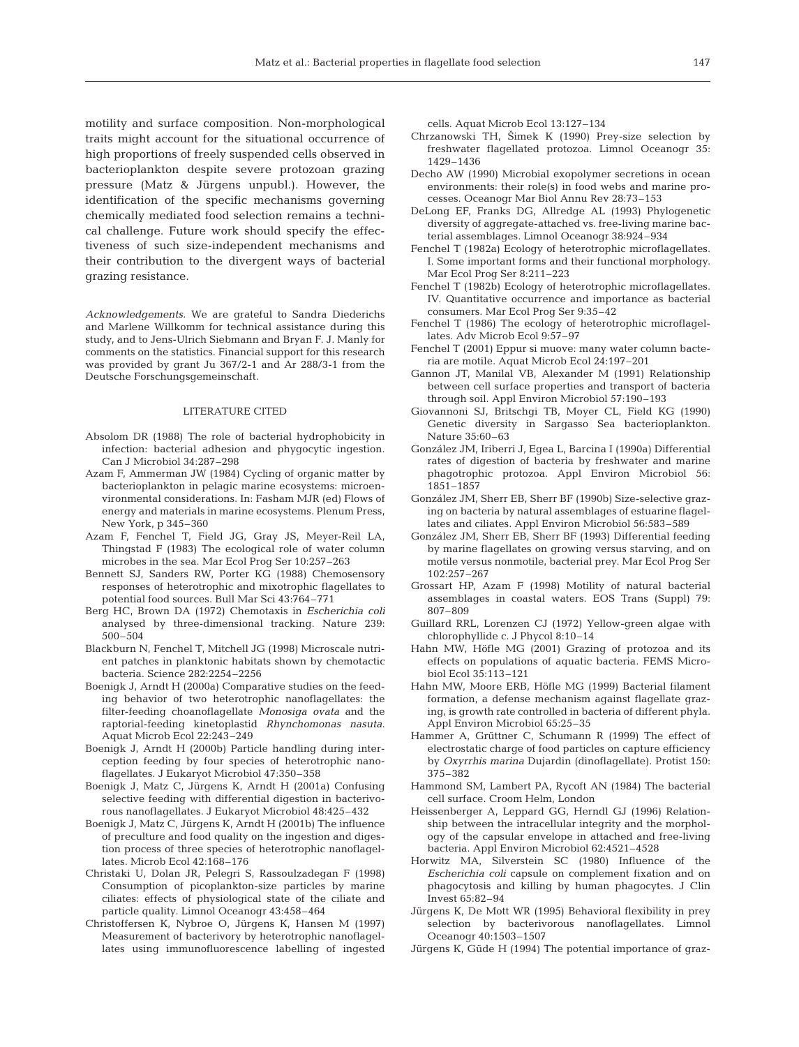motility and surface composition. Non-morphological traits might account for the situational occurrence of high proportions of freely suspended cells observed in bacterioplankton despite severe protozoan grazing pressure (Matz & Jürgens unpubl.). However, the identification of the specific mechanisms governing chemically mediated food selection remains a technical challenge. Future work should specify the effectiveness of such size-independent mechanisms and their contribution to the divergent ways of bacterial grazing resistance.

*Acknowledgements.* We are grateful to Sandra Diederichs and Marlene Willkomm for technical assistance during this study, and to Jens-Ulrich Siebmann and Bryan F. J. Manly for comments on the statistics. Financial support for this research was provided by grant Ju 367/2-1 and Ar 288/3-1 from the Deutsche Forschungsgemeinschaft.

## LITERATURE CITED

- Absolom DR (1988) The role of bacterial hydrophobicity in infection: bacterial adhesion and phygocytic ingestion. Can J Microbiol 34:287–298
- Azam F, Ammerman JW (1984) Cycling of organic matter by bacterioplankton in pelagic marine ecosystems: microenvironmental considerations. In: Fasham MJR (ed) Flows of energy and materials in marine ecosystems. Plenum Press, New York, p 345–360
- Azam F, Fenchel T, Field JG, Gray JS, Meyer-Reil LA, Thingstad F (1983) The ecological role of water column microbes in the sea. Mar Ecol Prog Ser 10:257–263
- Bennett SJ, Sanders RW, Porter KG (1988) Chemosensory responses of heterotrophic and mixotrophic flagellates to potential food sources. Bull Mar Sci 43:764–771
- Berg HC, Brown DA (1972) Chemotaxis in *Escherichia coli* analysed by three-dimensional tracking. Nature 239: 500–504
- Blackburn N, Fenchel T, Mitchell JG (1998) Microscale nutrient patches in planktonic habitats shown by chemotactic bacteria. Science 282:2254–2256
- Boenigk J, Arndt H (2000a) Comparative studies on the feeding behavior of two heterotrophic nanoflagellates: the filter-feeding choanoflagellate *Monosiga ovata* and the raptorial-feeding kinetoplastid *Rhynchomonas nasuta*. Aquat Microb Ecol 22:243–249
- Boenigk J, Arndt H (2000b) Particle handling during interception feeding by four species of heterotrophic nanoflagellates. J Eukaryot Microbiol 47:350–358
- Boenigk J, Matz C, Jürgens K, Arndt H (2001a) Confusing selective feeding with differential digestion in bacterivorous nanoflagellates. J Eukaryot Microbiol 48:425–432
- Boenigk J, Matz C, Jürgens K, Arndt H (2001b) The influence of preculture and food quality on the ingestion and digestion process of three species of heterotrophic nanoflagellates. Microb Ecol 42:168–176
- Christaki U, Dolan JR, Pelegri S, Rassoulzadegan F (1998) Consumption of picoplankton-size particles by marine ciliates: effects of physiological state of the ciliate and particle quality. Limnol Oceanogr 43:458–464
- Christoffersen K, Nybroe O, Jürgens K, Hansen M (1997) Measurement of bacterivory by heterotrophic nanoflagellates using immunofluorescence labelling of ingested cells. Aquat Microb Ecol 13:127–134
- Chrzanowski TH, Šimek K (1990) Prey-size selection by freshwater flagellated protozoa. Limnol Oceanogr 35: 1429–1436
- Decho AW (1990) Microbial exopolymer secretions in ocean environments: their role(s) in food webs and marine processes. Oceanogr Mar Biol Annu Rev 28:73–153
- DeLong EF, Franks DG, Allredge AL (1993) Phylogenetic diversity of aggregate-attached vs. free-living marine bacterial assemblages. Limnol Oceanogr 38:924–934
- Fenchel T (1982a) Ecology of heterotrophic microflagellates. I. Some important forms and their functional morphology. Mar Ecol Prog Ser 8:211–223
- Fenchel T (1982b) Ecology of heterotrophic microflagellates. IV. Quantitative occurrence and importance as bacterial consumers. Mar Ecol Prog Ser 9:35–42
- Fenchel T (1986) The ecology of heterotrophic microflagellates. Adv Microb Ecol 9:57–97
- Fenchel T (2001) Eppur si muove: many water column bacteria are motile. Aquat Microb Ecol 24:197–201
- Gannon JT, Manilal VB, Alexander M (1991) Relationship between cell surface properties and transport of bacteria through soil. Appl Environ Microbiol 57:190–193
- Giovannoni SJ, Britschgi TB, Moyer CL, Field KG (1990) Genetic diversity in Sargasso Sea bacterioplankton. Nature 35:60–63
- González JM, Iriberri J, Egea L, Barcina I (1990a) Differential rates of digestion of bacteria by freshwater and marine phagotrophic protozoa. Appl Environ Microbiol 56: 1851–1857
- González JM, Sherr EB, Sherr BF (1990b) Size-selective grazing on bacteria by natural assemblages of estuarine flagellates and ciliates. Appl Environ Microbiol 56:583–589
- González JM, Sherr EB, Sherr BF (1993) Differential feeding by marine flagellates on growing versus starving, and on motile versus nonmotile, bacterial prey. Mar Ecol Prog Ser 102:257–267
- Grossart HP, Azam F (1998) Motility of natural bacterial assemblages in coastal waters. EOS Trans (Suppl) 79: 807–809
- Guillard RRL, Lorenzen CJ (1972) Yellow-green algae with chlorophyllide c. J Phycol 8:10–14
- Hahn MW, Höfle MG (2001) Grazing of protozoa and its effects on populations of aquatic bacteria. FEMS Microbiol Ecol 35:113–121
- Hahn MW, Moore ERB, Höfle MG (1999) Bacterial filament formation, a defense mechanism against flagellate grazing, is growth rate controlled in bacteria of different phyla. Appl Environ Microbiol 65:25–35
- Hammer A, Grüttner C, Schumann R (1999) The effect of electrostatic charge of food particles on capture efficiency by *Oxyrrhis marina* Dujardin (dinoflagellate). Protist 150: 375–382
- Hammond SM, Lambert PA, Rycoft AN (1984) The bacterial cell surface. Croom Helm, London
- Heissenberger A, Leppard GG, Herndl GJ (1996) Relationship between the intracellular integrity and the morphology of the capsular envelope in attached and free-living bacteria. Appl Environ Microbiol 62:4521–4528
- Horwitz MA, Silverstein SC (1980) Influence of the *Escherichia coli* capsule on complement fixation and on phagocytosis and killing by human phagocytes. J Clin Invest 65:82–94
- Jürgens K, De Mott WR (1995) Behavioral flexibility in prey selection by bacterivorous nanoflagellates. Limnol Oceanogr 40:1503–1507
- Jürgens K, Güde H (1994) The potential importance of graz-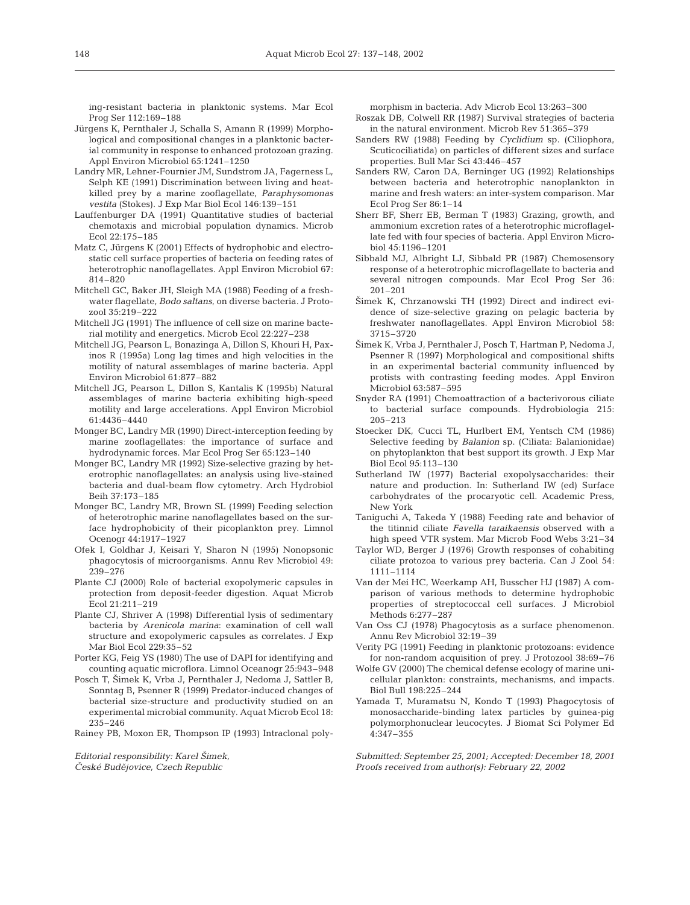ing-resistant bacteria in planktonic systems. Mar Ecol Prog Ser 112:169–188

Jürgens K, Pernthaler J, Schalla S, Amann R (1999) Morphological and compositional changes in a planktonic bacterial community in response to enhanced protozoan grazing. Appl Environ Microbiol 65:1241–1250

Landry MR, Lehner-Fournier JM, Sundstrom JA, Fagerness L, Selph KE (1991) Discrimination between living and heat-killed prey by a marine zooflagellate, *Paraphysomonas vestita* (Stokes). J Exp Mar Biol Ecol 146:139–151

Lauffenburger DA (1991) Quantitative studies of bacterial chemotaxis and microbial population dynamics. Microb Ecol 22:175–185

Matz C, Jürgens K (2001) Effects of hydrophobic and electrostatic cell surface properties of bacteria on feeding rates of heterotrophic nanoflagellates. Appl Environ Microbiol 67: 814–820

Mitchell GC, Baker JH, Sleigh MA (1988) Feeding of a freshwater flagellate, *Bodo saltans*, on diverse bacteria. J Protozool 35:219–222

Mitchell JG (1991) The influence of cell size on marine bacterial motility and energetics. Microb Ecol 22:227–238

Mitchell JG, Pearson L, Bonazinga A, Dillon S, Khouri H, Paxinos R (1995a) Long lag times and high velocities in the motility of natural assemblages of marine bacteria. Appl Environ Microbiol 61:877–882

Mitchell JG, Pearson L, Dillon S, Kantalis K (1995b) Natural assemblages of marine bacteria exhibiting high-speed motility and large accelerations. Appl Environ Microbiol 61:4436–4440

Monger BC, Landry MR (1990) Direct-interception feeding by marine zooflagellates: the importance of surface and hydrodynamic forces. Mar Ecol Prog Ser 65:123–140

Monger BC, Landry MR (1992) Size-selective grazing by heterotrophic nanoflagellates: an analysis using live-stained bacteria and dual-beam flow cytometry. Arch Hydrobiol Beih 37:173–185

Monger BC, Landry MR, Brown SL (1999) Feeding selection of heterotrophic marine nanoflagellates based on the surface hydrophobicity of their picoplankton prey. Limnol Oceanogr 44:1917–1927

Ofek I, Goldhar J, Keisari Y, Sharon N (1995) Nonopsonic phagocytosis of microorganisms. Annu Rev Microbiol 49: 239–276

Plante CJ (2000) Role of bacterial exopolymeric capsules in protection from deposit-feeder digestion. Aquat Microb Ecol 21:211–219

Plante CJ, Shriver A (1998) Differential lysis of sedimentary bacteria by *Arenicola marina*: examination of cell wall structure and exopolymeric capsules as correlates. J Exp Mar Biol Ecol 229:35–52

Porter KG, Feig YS (1980) The use of DAPI for identifying and counting aquatic microflora. Limnol Oceanogr 25:943–948

Posch T, Šimek K, Vrba J, Pernthaler J, Nedoma J, Sattler B, Sonntag B, Psenner R (1999) Predator-induced changes of bacterial size-structure and productivity studied on an experimental microbial community. Aquat Microb Ecol 18: 235–246

Rainey PB, Moxon ER, Thompson IP (1993) Intraclonal polymorphism in bacteria. Adv Microb Ecol 13:263–300

Roszak DB, Colwell RR (1987) Survival strategies of bacteria in the natural environment. Microb Rev 51:365–379

Sanders RW (1988) Feeding by *Cyclidium* sp. (Ciliophora, Scuticociliatida) on particles of different sizes and surface properties. Bull Mar Sci 43:446–457

Sanders RW, Caron DA, Berninger UG (1992) Relationships between bacteria and heterotrophic nanoplankton in marine and fresh waters: an inter-system comparison. Mar Ecol Prog Ser 86:1–14

Sherr BF, Sherr EB, Berman T (1983) Grazing, growth, and ammonium excretion rates of a heterotrophic microflagellate fed with four species of bacteria. Appl Environ Microbiol 45:1196–1201

Sibbald MJ, Albright LJ, Sibbald PR (1987) Chemosensory response of a heterotrophic microflagellate to bacteria and several nitrogen compounds. Mar Ecol Prog Ser 36: 201–201

Šimek K, Chrzanowski TH (1992) Direct and indirect evidence of size-selective grazing on pelagic bacteria by freshwater nanoflagellates. Appl Environ Microbiol 58: 3715–3720

Šimek K, Vrba J, Pernthaler J, Posch T, Hartman P, Nedoma J, Psenner R (1997) Morphological and compositional shifts in an experimental bacterial community influenced by protists with contrasting feeding modes. Appl Environ Microbiol 63:587–595

Snyder RA (1991) Chemoattraction of a bacterivorous ciliate to bacterial surface compounds. Hydrobiologia 215: 205–213

Stoecker DK, Cucci TL, Hurlbert EM, Yentsch CM (1986) Selective feeding by *Balanion* sp. (Ciliata: Balanionidae) on phytoplankton that best support its growth. J Exp Mar Biol Ecol 95:113–130

Sutherland IW (1977) Bacterial exopolysaccharides: their nature and production. In: Sutherland IW (ed) Surface carbohydrates of the procaryotic cell. Academic Press, New York

Taniguchi A, Takeda Y (1988) Feeding rate and behavior of the titinnid ciliate *Favella taraikaensis* observed with a high speed VTR system. Mar Microb Food Webs 3:21–34

Taylor WD, Berger J (1976) Growth responses of cohabiting ciliate protozoa to various prey bacteria. Can J Zool 54: 1111–1114

Van der Mei HC, Weerkamp AH, Busscher HJ (1987) A comparison of various methods to determine hydrophobic properties of streptococcal cell surfaces. J Microbiol Methods 6:277–287

Van Oss CJ (1978) Phagocytosis as a surface phenomenon. Annu Rev Microbiol 32:19–39

Verity PG (1991) Feeding in planktonic protozoans: evidence for non-random acquisition of prey. J Protozool 38:69–76

Wolfe GV (2000) The chemical defense ecology of marine unicellular plankton: constraints, mechanisms, and impacts. Biol Bull 198:225–244

Yamada T, Muramatsu N, Kondo T (1993) Phagocytosis of monosaccharide-binding latex particles by guinea-pig polymorphonuclear leucocytes. J Biomat Sci Polymer Ed 4:347–355

*Editorial responsibility: Karel Šimek, České Budějovice, Czech Republic*

*Submitted: September 25, 2001; Accepted: December 18, 2001*
*Proofs received from author(s): February 22, 2002*